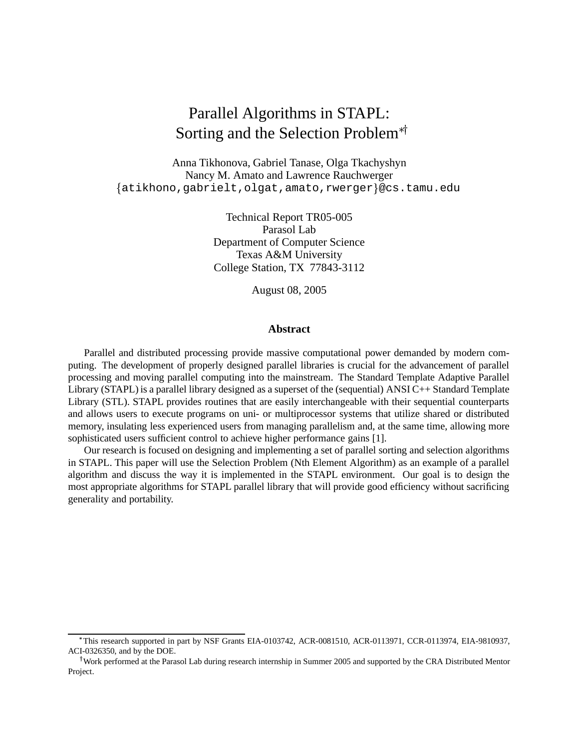# Parallel Algorithms in STAPL: Sorting and the Selection Problem[*†]

Anna Tikhonova, Gabriel Tanase, Olga Tkachyshyn
Nancy M. Amato and Lawrence Rauchwerger
{atikhono,gabrielt,olgat,amato,rwerger}@cs.tamu.edu

Technical Report TR05-005
Parasol Lab
Department of Computer Science
Texas A&M University
College Station, TX 77843-3112

August 08, 2005

## Abstract

Parallel and distributed processing provide massive computational power demanded by modern computing. The development of properly designed parallel libraries is crucial for the advancement of parallel processing and moving parallel computing into the mainstream. The Standard Template Adaptive Parallel Library (STAPL) is a parallel library designed as a superset of the (sequential) ANSI C++ Standard Template Library (STL). STAPL provides routines that are easily interchangeable with their sequential counterparts and allows users to execute programs on uni- or multiprocessor systems that utilize shared or distributed memory, insulating less experienced users from managing parallelism and, at the same time, allowing more sophisticated users sufficient control to achieve higher performance gains [1].

Our research is focused on designing and implementing a set of parallel sorting and selection algorithms in STAPL. This paper will use the Selection Problem (Nth Element Algorithm) as an example of a parallel algorithm and discuss the way it is implemented in the STAPL environment. Our goal is to design the most appropriate algorithms for STAPL parallel library that will provide good efficiency without sacrificing generality and portability.

---

[*] This research supported in part by NSF Grants EIA-0103742, ACR-0081510, ACR-0113971, CCR-0113974, EIA-9810937, ACI-0326350, and by the DOE.

[†] Work performed at the Parasol Lab during research internship in Summer 2005 and supported by the CRA Distributed Mentor Project.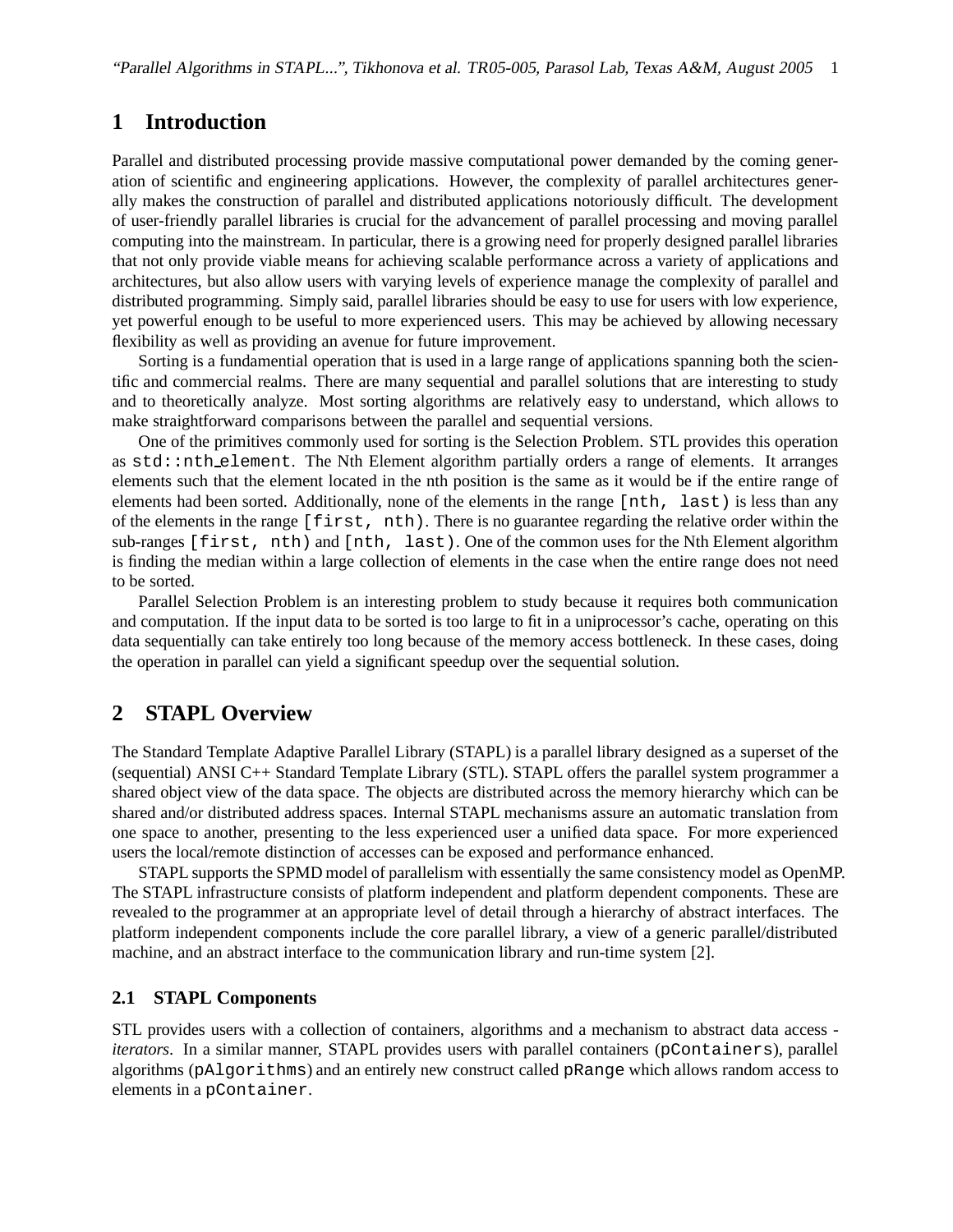# 1 Introduction

Parallel and distributed processing provide massive computational power demanded by the coming generation of scientific and engineering applications. However, the complexity of parallel architectures generally makes the construction of parallel and distributed applications notoriously difficult. The development of user-friendly parallel libraries is crucial for the advancement of parallel processing and moving parallel computing into the mainstream. In particular, there is a growing need for properly designed parallel libraries that not only provide viable means for achieving scalable performance across a variety of applications and architectures, but also allow users with varying levels of experience manage the complexity of parallel and distributed programming. Simply said, parallel libraries should be easy to use for users with low experience, yet powerful enough to be useful to more experienced users. This may be achieved by allowing necessary flexibility as well as providing an avenue for future improvement.

Sorting is a fundamential operation that is used in a large range of applications spanning both the scientific and commercial realms. There are many sequential and parallel solutions that are interesting to study and to theoretically analyze. Most sorting algorithms are relatively easy to understand, which allows to make straightforward comparisons between the parallel and sequential versions.

One of the primitives commonly used for sorting is the Selection Problem. STL provides this operation as `std::nth_element`. The Nth Element algorithm partially orders a range of elements. It arranges elements such that the element located in the nth position is the same as it would be if the entire range of elements had been sorted. Additionally, none of the elements in the range `[nth, last)` is less than any of the elements in the range `[first, nth)`. There is no guarantee regarding the relative order within the sub-ranges `[first, nth)` and `[nth, last)`. One of the common uses for the Nth Element algorithm is finding the median within a large collection of elements in the case when the entire range does not need to be sorted.

Parallel Selection Problem is an interesting problem to study because it requires both communication and computation. If the input data to be sorted is too large to fit in a uniprocessor's cache, operating on this data sequentially can take entirely too long because of the memory access bottleneck. In these cases, doing the operation in parallel can yield a significant speedup over the sequential solution.

# 2 STAPL Overview

The Standard Template Adaptive Parallel Library (STAPL) is a parallel library designed as a superset of the (sequential) ANSI C++ Standard Template Library (STL). STAPL offers the parallel system programmer a shared object view of the data space. The objects are distributed across the memory hierarchy which can be shared and/or distributed address spaces. Internal STAPL mechanisms assure an automatic translation from one space to another, presenting to the less experienced user a unified data space. For more experienced users the local/remote distinction of accesses can be exposed and performance enhanced.

STAPL supports the SPMD model of parallelism with essentially the same consistency model as OpenMP. The STAPL infrastructure consists of platform independent and platform dependent components. These are revealed to the programmer at an appropriate level of detail through a hierarchy of abstract interfaces. The platform independent components include the core parallel library, a view of a generic parallel/distributed machine, and an abstract interface to the communication library and run-time system [2].

## 2.1 STAPL Components

STL provides users with a collection of containers, algorithms and a mechanism to abstract data access - *iterators*. In a similar manner, STAPL provides users with parallel containers (`pContainers`), parallel algorithms (`pAlgorithms`) and an entirely new construct called `pRange` which allows random access to elements in a `pContainer`.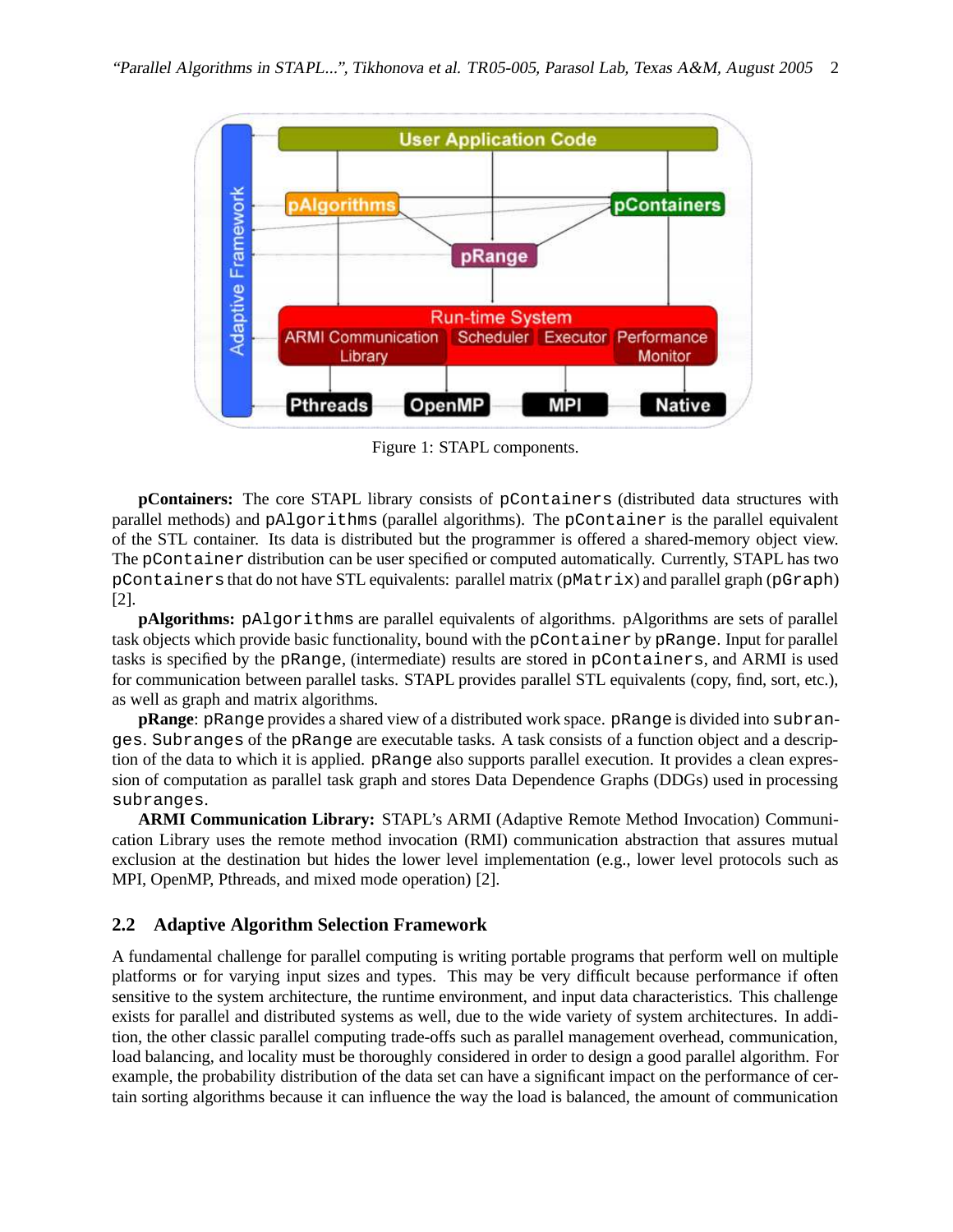Figure 1: STAPL components.

**pContainers:** The core STAPL library consists of `pContainers` (distributed data structures with parallel methods) and `pAlgorithms` (parallel algorithms). The `pContainer` is the parallel equivalent of the STL container. Its data is distributed but the programmer is offered a shared-memory object view. The `pContainer` distribution can be user specified or computed automatically. Currently, STAPL has two `pContainers` that do not have STL equivalents: parallel matrix (`pMatrix`) and parallel graph (`pGraph`) [2].

**pAlgorithms:** `pAlgorithms` are parallel equivalents of algorithms. pAlgorithms are sets of parallel task objects which provide basic functionality, bound with the `pContainer` by `pRange`. Input for parallel tasks is specified by the `pRange`, (intermediate) results are stored in `pContainers`, and ARMI is used for communication between parallel tasks. STAPL provides parallel STL equivalents (copy, find, sort, etc.), as well as graph and matrix algorithms.

**pRange**: `pRange` provides a shared view of a distributed work space. `pRange` is divided into `subranges`. `Subranges` of the `pRange` are executable tasks. A task consists of a function object and a description of the data to which it is applied. `pRange` also supports parallel execution. It provides a clean expression of computation as parallel task graph and stores Data Dependence Graphs (DDGs) used in processing `subranges`.

**ARMI Communication Library:** STAPL's ARMI (Adaptive Remote Method Invocation) Communication Library uses the remote method invocation (RMI) communication abstraction that assures mutual exclusion at the destination but hides the lower level implementation (e.g., lower level protocols such as MPI, OpenMP, Pthreads, and mixed mode operation) [2].

### 2.2 Adaptive Algorithm Selection Framework

A fundamental challenge for parallel computing is writing portable programs that perform well on multiple platforms or for varying input sizes and types. This may be very difficult because performance if often sensitive to the system architecture, the runtime environment, and input data characteristics. This challenge exists for parallel and distributed systems as well, due to the wide variety of system architectures. In addition, the other classic parallel computing trade-offs such as parallel management overhead, communication, load balancing, and locality must be thoroughly considered in order to design a good parallel algorithm. For example, the probability distribution of the data set can have a significant impact on the performance of certain sorting algorithms because it can influence the way the load is balanced, the amount of communication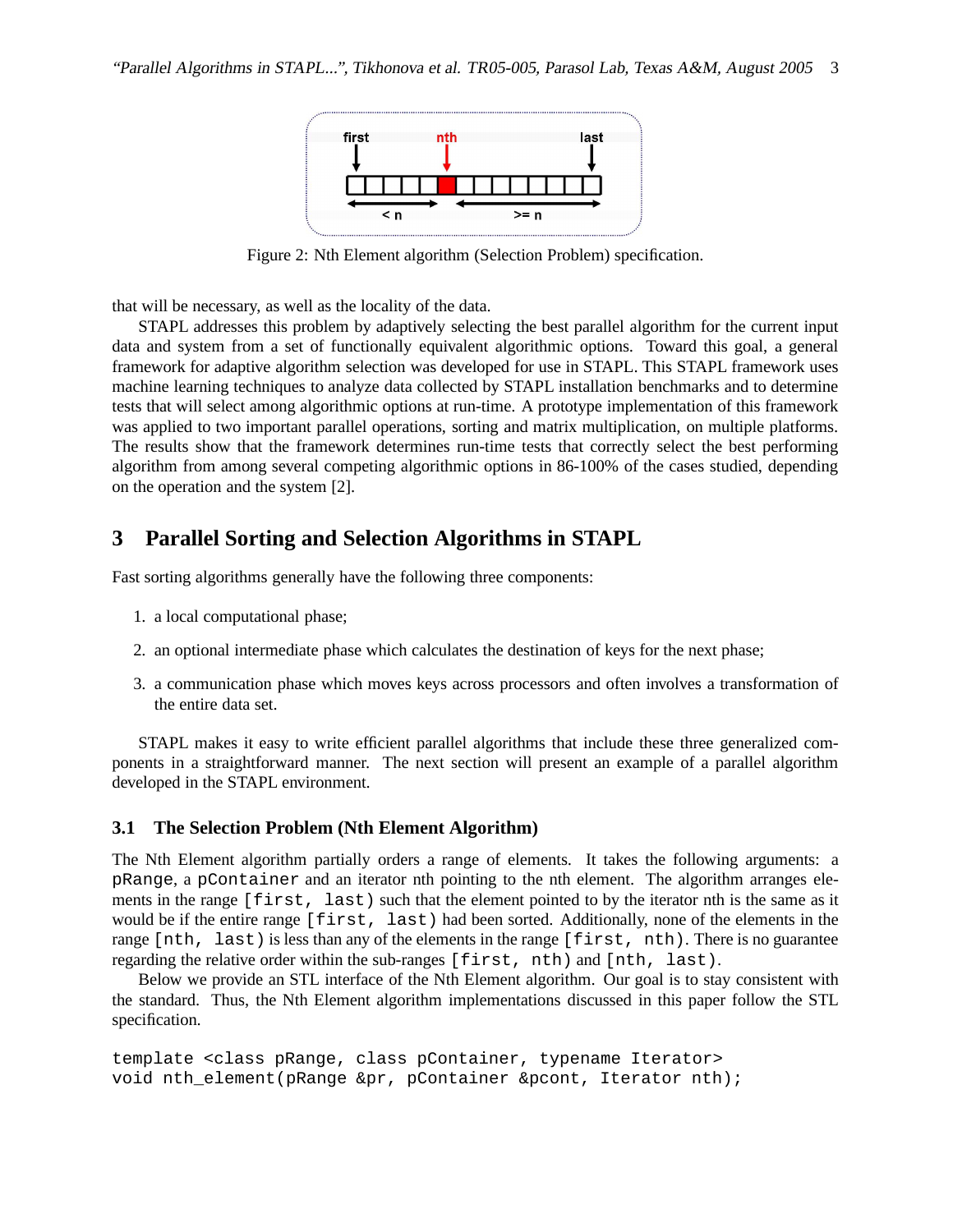Figure 2: Nth Element algorithm (Selection Problem) specification.

that will be necessary, as well as the locality of the data.

STAPL addresses this problem by adaptively selecting the best parallel algorithm for the current input data and system from a set of functionally equivalent algorithmic options. Toward this goal, a general framework for adaptive algorithm selection was developed for use in STAPL. This STAPL framework uses machine learning techniques to analyze data collected by STAPL installation benchmarks and to determine tests that will select among algorithmic options at run-time. A prototype implementation of this framework was applied to two important parallel operations, sorting and matrix multiplication, on multiple platforms. The results show that the framework determines run-time tests that correctly select the best performing algorithm from among several competing algorithmic options in 86-100% of the cases studied, depending on the operation and the system [2].

## 3 Parallel Sorting and Selection Algorithms in STAPL

Fast sorting algorithms generally have the following three components:

1. a local computational phase;
2. an optional intermediate phase which calculates the destination of keys for the next phase;
3. a communication phase which moves keys across processors and often involves a transformation of the entire data set.

STAPL makes it easy to write efficient parallel algorithms that include these three generalized components in a straightforward manner. The next section will present an example of a parallel algorithm developed in the STAPL environment.

### 3.1 The Selection Problem (Nth Element Algorithm)

The Nth Element algorithm partially orders a range of elements. It takes the following arguments: a `pRange`, a `pContainer` and an iterator nth pointing to the nth element. The algorithm arranges elements in the range `[first, last)` such that the element pointed to by the iterator nth is the same as it would be if the entire range `[first, last)` had been sorted. Additionally, none of the elements in the range `[nth, last)` is less than any of the elements in the range `[first, nth)`. There is no guarantee regarding the relative order within the sub-ranges `[first, nth)` and `[nth, last)`.

Below we provide an STL interface of the Nth Element algorithm. Our goal is to stay consistent with the standard. Thus, the Nth Element algorithm implementations discussed in this paper follow the STL specification.

```
template <class pRange, class pContainer, typename Iterator>
void nth_element(pRange &pr, pContainer &pcont, Iterator nth);
```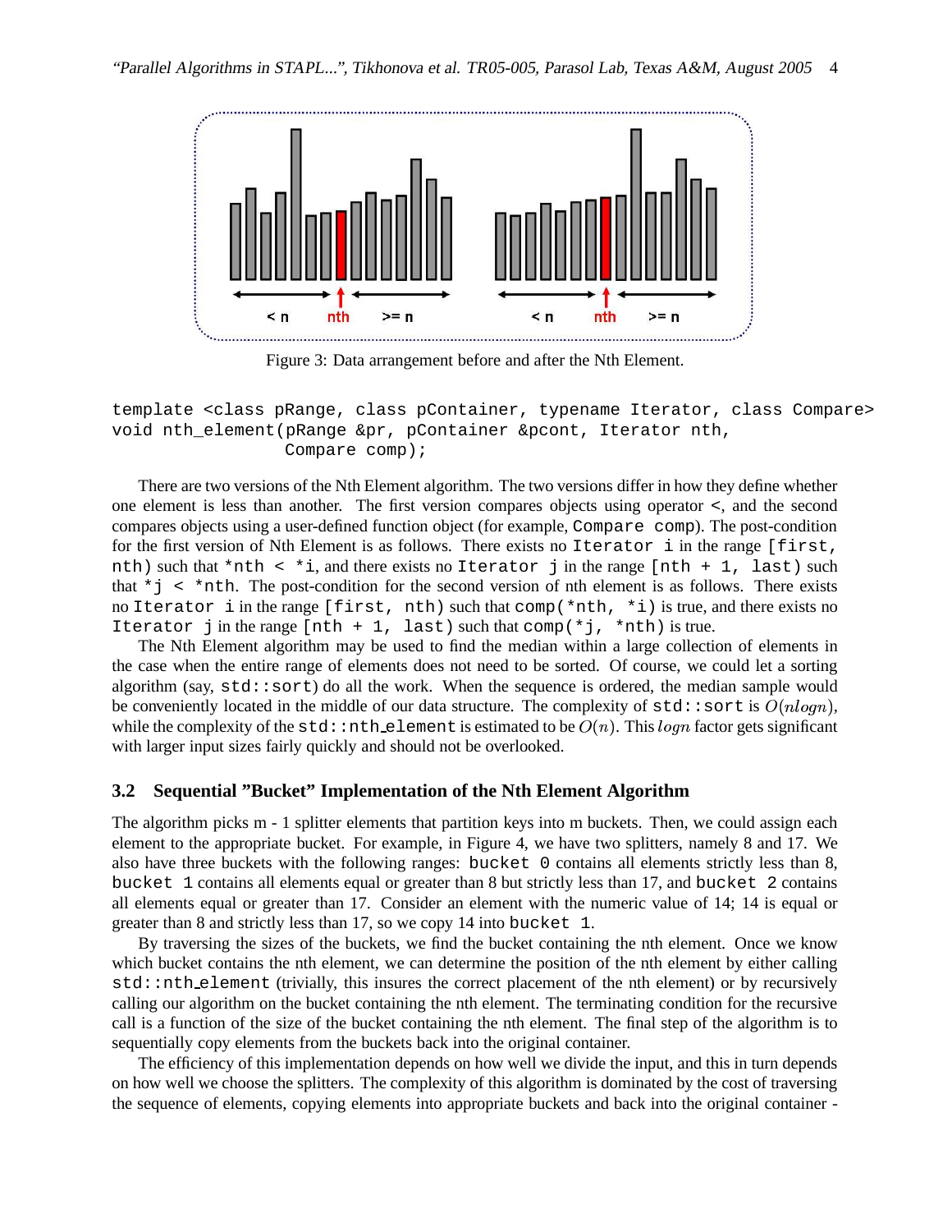Figure 3: Data arrangement before and after the Nth Element.

```
template <class pRange, class pContainer, typename Iterator, class Compare>
void nth_element(pRange &pr, pContainer &pcont, Iterator nth,
                 Compare comp);
```

There are two versions of the Nth Element algorithm. The two versions differ in how they define whether one element is less than another. The first version compares objects using operator <, and the second compares objects using a user-defined function object (for example, `Compare comp`). The post-condition for the first version of Nth Element is as follows. There exists no `Iterator i` in the range `[first, nth)` such that `*nth < *i`, and there exists no `Iterator j` in the range `[nth + 1, last)` such that `*j < *nth`. The post-condition for the second version of nth element is as follows. There exists no `Iterator i` in the range `[first, nth)` such that `comp(*nth, *i)` is true, and there exists no `Iterator j` in the range `[nth + 1, last)` such that `comp(*j, *nth)` is true.

The Nth Element algorithm may be used to find the median within a large collection of elements in the case when the entire range of elements does not need to be sorted. Of course, we could let a sorting algorithm (say, `std::sort`) do all the work. When the sequence is ordered, the median sample would be conveniently located in the middle of our data structure. The complexity of `std::sort` is $O(nlogn)$, while the complexity of the `std::nth_element` is estimated to be $O(n)$. This $logn$ factor gets significant with larger input sizes fairly quickly and should not be overlooked.

## 3.2 Sequential "Bucket" Implementation of the Nth Element Algorithm

The algorithm picks m - 1 splitter elements that partition keys into m buckets. Then, we could assign each element to the appropriate bucket. For example, in Figure 4, we have two splitters, namely 8 and 17. We also have three buckets with the following ranges: `bucket 0` contains all elements strictly less than 8, `bucket 1` contains all elements equal or greater than 8 but strictly less than 17, and `bucket 2` contains all elements equal or greater than 17. Consider an element with the numeric value of 14; 14 is equal or greater than 8 and strictly less than 17, so we copy 14 into `bucket 1`.

By traversing the sizes of the buckets, we find the bucket containing the nth element. Once we know which bucket contains the nth element, we can determine the position of the nth element by either calling `std::nth_element` (trivially, this insures the correct placement of the nth element) or by recursively calling our algorithm on the bucket containing the nth element. The terminating condition for the recursive call is a function of the size of the bucket containing the nth element. The final step of the algorithm is to sequentially copy elements from the buckets back into the original container.

The efficiency of this implementation depends on how well we divide the input, and this in turn depends on how well we choose the splitters. The complexity of this algorithm is dominated by the cost of traversing the sequence of elements, copying elements into appropriate buckets and back into the original container -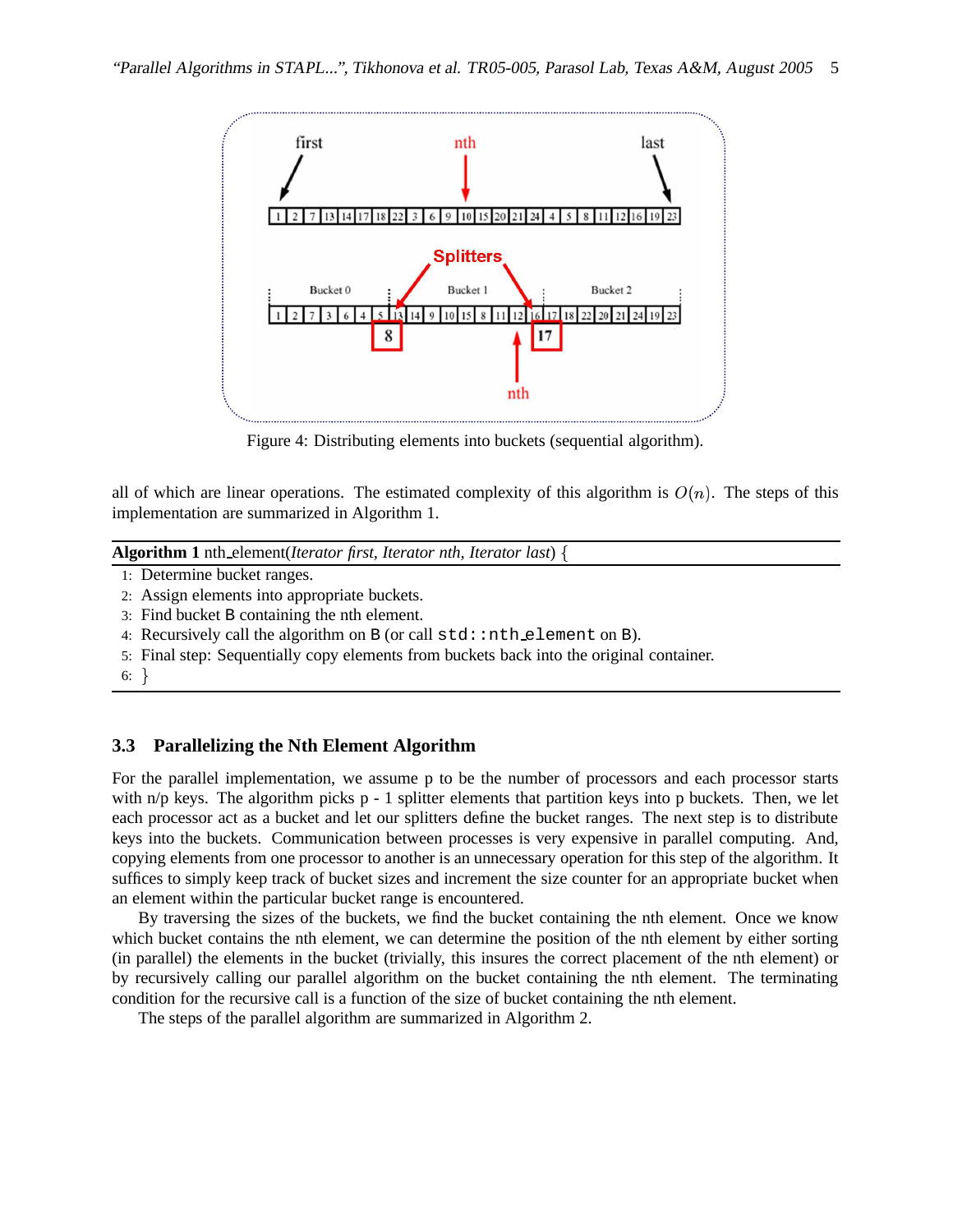Figure 4: Distributing elements into buckets (sequential algorithm).

all of which are linear operations. The estimated complexity of this algorithm is $O(n)$. The steps of this implementation are summarized in Algorithm 1.

**Algorithm 1** nth_element(*Iterator first, Iterator nth, Iterator last*) {

1: Determine bucket ranges.
2: Assign elements into appropriate buckets.
3: Find bucket B containing the nth element.
4: Recursively call the algorithm on B (or call `std::nth_element` on B).
5: Final step: Sequentially copy elements from buckets back into the original container.
6: }

### 3.3 Parallelizing the Nth Element Algorithm

For the parallel implementation, we assume p to be the number of processors and each processor starts with n/p keys. The algorithm picks p - 1 splitter elements that partition keys into p buckets. Then, we let each processor act as a bucket and let our splitters define the bucket ranges. The next step is to distribute keys into the buckets. Communication between processes is very expensive in parallel computing. And, copying elements from one processor to another is an unnecessary operation for this step of the algorithm. It suffices to simply keep track of bucket sizes and increment the size counter for an appropriate bucket when an element within the particular bucket range is encountered.

By traversing the sizes of the buckets, we find the bucket containing the nth element. Once we know which bucket contains the nth element, we can determine the position of the nth element by either sorting (in parallel) the elements in the bucket (trivially, this insures the correct placement of the nth element) or by recursively calling our parallel algorithm on the bucket containing the nth element. The terminating condition for the recursive call is a function of the size of bucket containing the nth element.

The steps of the parallel algorithm are summarized in Algorithm 2.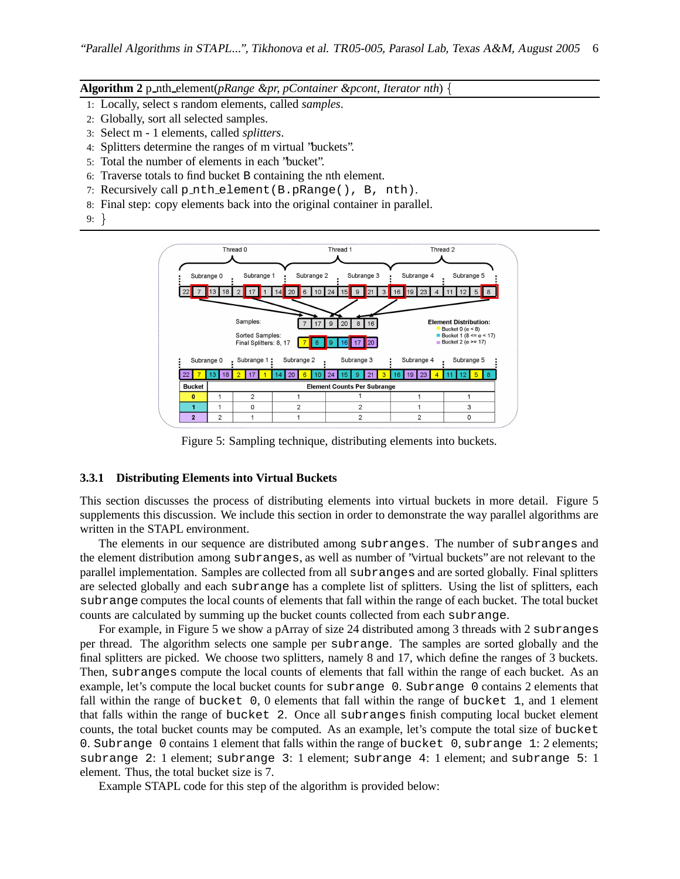**Algorithm 2** p_nth_element(*pRange &pr, pContainer &pcont, Iterator nth*) {

1: Locally, select s random elements, called *samples*.
2: Globally, sort all selected samples.
3: Select m - 1 elements, called *splitters*.
4: Splitters determine the ranges of m virtual "buckets".
5: Total the number of elements in each "bucket".
6: Traverse totals to find bucket B containing the nth element.
7: Recursively call `p_nth_element(B.pRange(), B, nth)`.
8: Final step: copy elements back into the original container in parallel.
9: }

| Bucket | Element Counts Per Subrange | | | | | |
|---|---|---|---|---|---|---|
| 0 | 1 | 2 | 1 | 1 | 1 | 1 |
| 1 | 1 | 0 | 2 | 2 | 1 | 3 |
| 2 | 2 | 1 | 1 | 2 | 2 | 0 |

Figure 5: Sampling technique, distributing elements into buckets.

### 3.3.1 Distributing Elements into Virtual Buckets

This section discusses the process of distributing elements into virtual buckets in more detail. Figure 5 supplements this discussion. We include this section in order to demonstrate the way parallel algorithms are written in the STAPL environment.

The elements in our sequence are distributed among `subranges`. The number of `subranges` and the element distribution among `subranges`, as well as number of "virtual buckets" are not relevant to the parallel implementation. Samples are collected from all `subranges` and are sorted globally. Final splitters are selected globally and each `subrange` has a complete list of splitters. Using the list of splitters, each `subrange` computes the local counts of elements that fall within the range of each bucket. The total bucket counts are calculated by summing up the bucket counts collected from each `subrange`.

For example, in Figure 5 we show a pArray of size 24 distributed among 3 threads with 2 `subranges` per thread. The algorithm selects one sample per `subrange`. The samples are sorted globally and the final splitters are picked. We choose two splitters, namely 8 and 17, which define the ranges of 3 buckets. Then, `subranges` compute the local counts of elements that fall within the range of each bucket. As an example, let's compute the local bucket counts for `subrange 0`. `Subrange 0` contains 2 elements that fall within the range of `bucket 0`, 0 elements that fall within the range of `bucket 1`, and 1 element that falls within the range of `bucket 2`. Once all `subranges` finish computing local bucket element counts, the total bucket counts may be computed. As an example, let's compute the total size of `bucket 0`. `Subrange 0` contains 1 element that falls within the range of `bucket 0`, `subrange 1`: 2 elements; `subrange 2`: 1 element; `subrange 3`: 1 element; `subrange 4`: 1 element; and `subrange 5`: 1 element. Thus, the total bucket size is 7.

Example STAPL code for this step of the algorithm is provided below: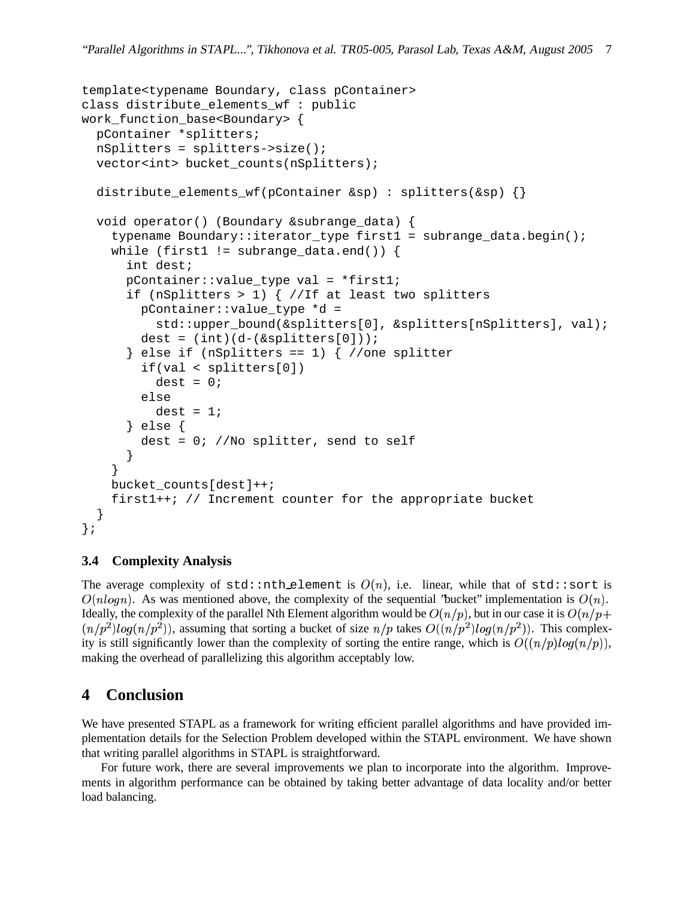```
template<typename Boundary, class pContainer>
class distribute_elements_wf : public
work_function_base<Boundary> {
  pContainer *splitters;
  nSplitters = splitters->size();
  vector<int> bucket_counts(nSplitters);

  distribute_elements_wf(pContainer &sp) : splitters(&sp) {}

  void operator() (Boundary &subrange_data) {
    typename Boundary::iterator_type first1 = subrange_data.begin();
    while (first1 != subrange_data.end()) {
      int dest;
      pContainer::value_type val = *first1;
      if (nSplitters > 1) { //If at least two splitters
        pContainer::value_type *d =
          std::upper_bound(&splitters[0], &splitters[nSplitters], val);
        dest = (int)(d-(&splitters[0]));
      } else if (nSplitters == 1) { //one splitter
        if(val < splitters[0])
          dest = 0;
        else
          dest = 1;
      } else {
        dest = 0; //No splitter, send to self
      }
    }
    bucket_counts[dest]++;
    first1++; // Increment counter for the appropriate bucket
  }
};
```

### 3.4 Complexity Analysis

The average complexity of `std::nth_element` is $O(n)$, i.e. linear, while that of `std::sort` is $O(nlogn)$. As was mentioned above, the complexity of the sequential "bucket" implementation is $O(n)$. Ideally, the complexity of the parallel Nth Element algorithm would be $O(n/p)$, but in our case it is $O(n/p + (n/p^2)log(n/p^2))$, assuming that sorting a bucket of size $n/p$ takes $O((n/p^2)log(n/p^2))$. This complexity is still significantly lower than the complexity of sorting the entire range, which is $O((n/p)log(n/p))$, making the overhead of parallelizing this algorithm acceptably low.

## 4 Conclusion

We have presented STAPL as a framework for writing efficient parallel algorithms and have provided implementation details for the Selection Problem developed within the STAPL environment. We have shown that writing parallel algorithms in STAPL is straightforward.

For future work, there are several improvements we plan to incorporate into the algorithm. Improvements in algorithm performance can be obtained by taking better advantage of data locality and/or better load balancing.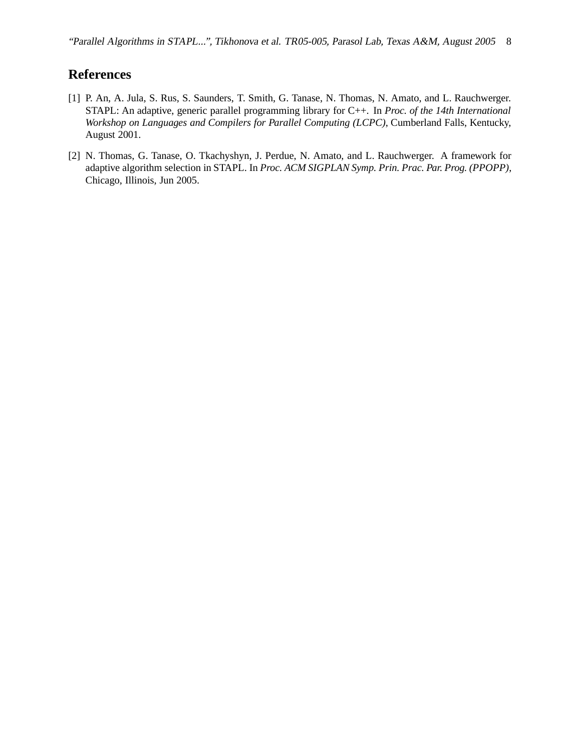## References

[1] P. An, A. Jula, S. Rus, S. Saunders, T. Smith, G. Tanase, N. Thomas, N. Amato, and L. Rauchwerger. STAPL: An adaptive, generic parallel programming library for C++. In *Proc. of the 14th International Workshop on Languages and Compilers for Parallel Computing (LCPC)*, Cumberland Falls, Kentucky, August 2001.

[2] N. Thomas, G. Tanase, O. Tkachyshyn, J. Perdue, N. Amato, and L. Rauchwerger. A framework for adaptive algorithm selection in STAPL. In *Proc. ACM SIGPLAN Symp. Prin. Prac. Par. Prog. (PPOPP)*, Chicago, Illinois, Jun 2005.